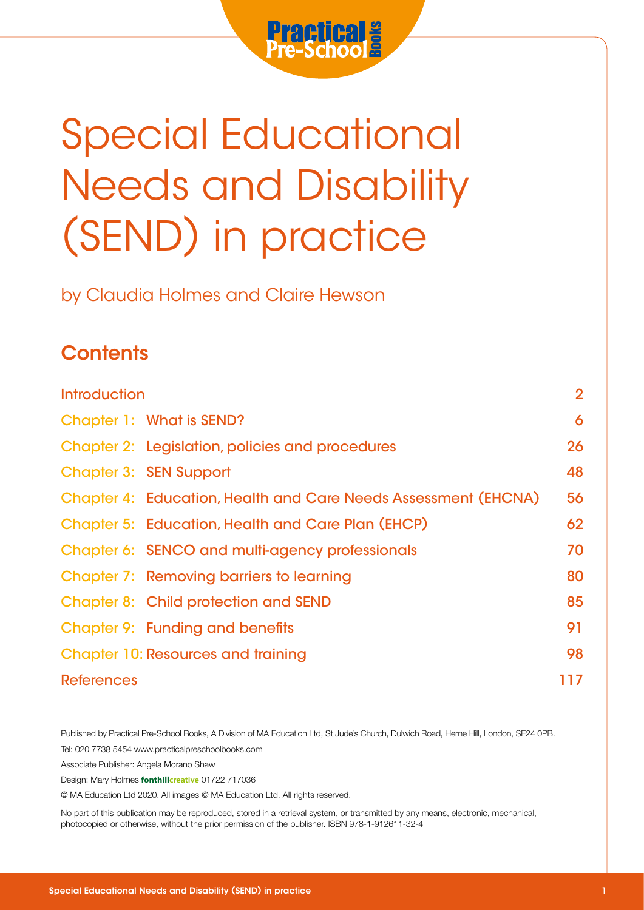# Special Educational Needs and Disability (SEND) in practice

by Claudia Holmes and Claire Hewson

## Contents

| | |
|---|---|
| Introduction | 2 |
| Chapter 1: What is SEND? | 6 |
| Chapter 2: Legislation, policies and procedures | 26 |
| Chapter 3: SEN Support | 48 |
| Chapter 4: Education, Health and Care Needs Assessment (EHCNA) | 56 |
| Chapter 5: Education, Health and Care Plan (EHCP) | 62 |
| Chapter 6: SENCO and multi-agency professionals | 70 |
| Chapter 7: Removing barriers to learning | 80 |
| Chapter 8: Child protection and SEND | 85 |
| Chapter 9: Funding and benefits | 91 |
| Chapter 10: Resources and training | 98 |
| References | 117 |

Published by Practical Pre-School Books, A Division of MA Education Ltd, St Jude's Church, Dulwich Road, Herne Hill, London, SE24 0PB.

Tel: 020 7738 5454 www.practicalpreschoolbooks.com

Associate Publisher: Angela Morano Shaw

Design: Mary Holmes fonthillcreative 01722 717036

© MA Education Ltd 2020. All images © MA Education Ltd. All rights reserved.

No part of this publication may be reproduced, stored in a retrieval system, or transmitted by any means, electronic, mechanical, photocopied or otherwise, without the prior permission of the publisher. ISBN 978-1-912611-32-4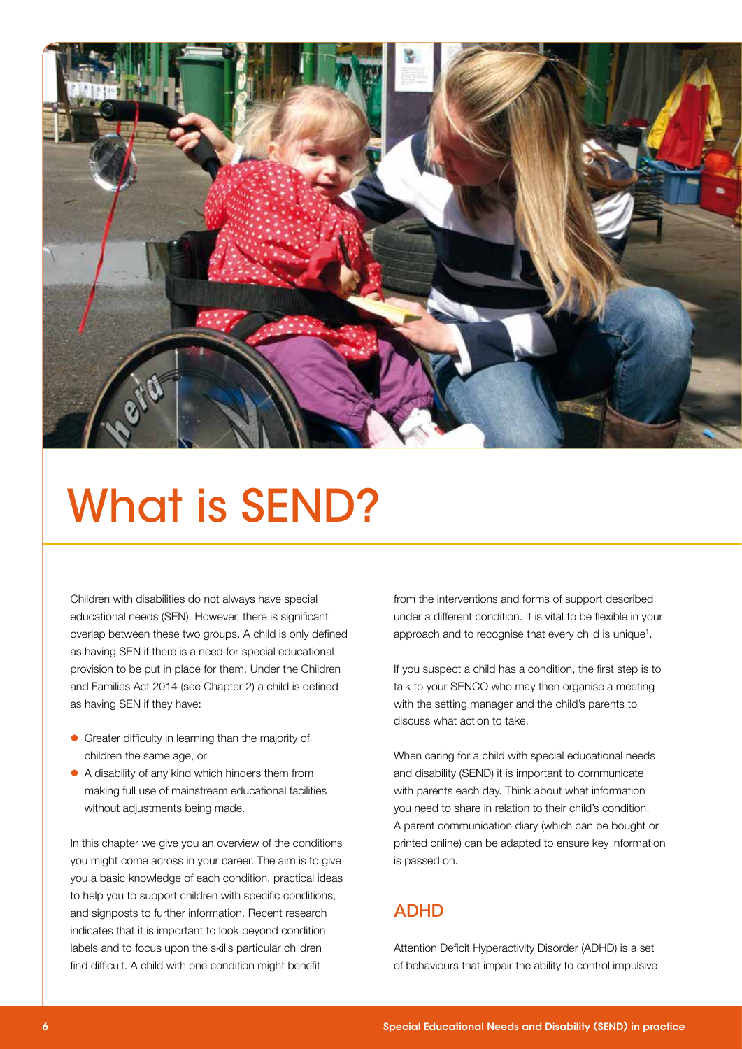# What is SEND?

Children with disabilities do not always have special educational needs (SEN). However, there is significant overlap between these two groups. A child is only defined as having SEN if there is a need for special educational provision to be put in place for them. Under the Children and Families Act 2014 (see Chapter 2) a child is defined as having SEN if they have:

- Greater difficulty in learning than the majority of children the same age, or
- A disability of any kind which hinders them from making full use of mainstream educational facilities without adjustments being made.

In this chapter we give you an overview of the conditions you might come across in your career. The aim is to give you a basic knowledge of each condition, practical ideas to help you to support children with specific conditions, and signposts to further information. Recent research indicates that it is important to look beyond condition labels and to focus upon the skills particular children find difficult. A child with one condition might benefit from the interventions and forms of support described under a different condition. It is vital to be flexible in your approach and to recognise that every child is unique[1].

If you suspect a child has a condition, the first step is to talk to your SENCO who may then organise a meeting with the setting manager and the child's parents to discuss what action to take.

When caring for a child with special educational needs and disability (SEND) it is important to communicate with parents each day. Think about what information you need to share in relation to their child's condition. A parent communication diary (which can be bought or printed online) can be adapted to ensure key information is passed on.

## ADHD

Attention Deficit Hyperactivity Disorder (ADHD) is a set of behaviours that impair the ability to control impulsive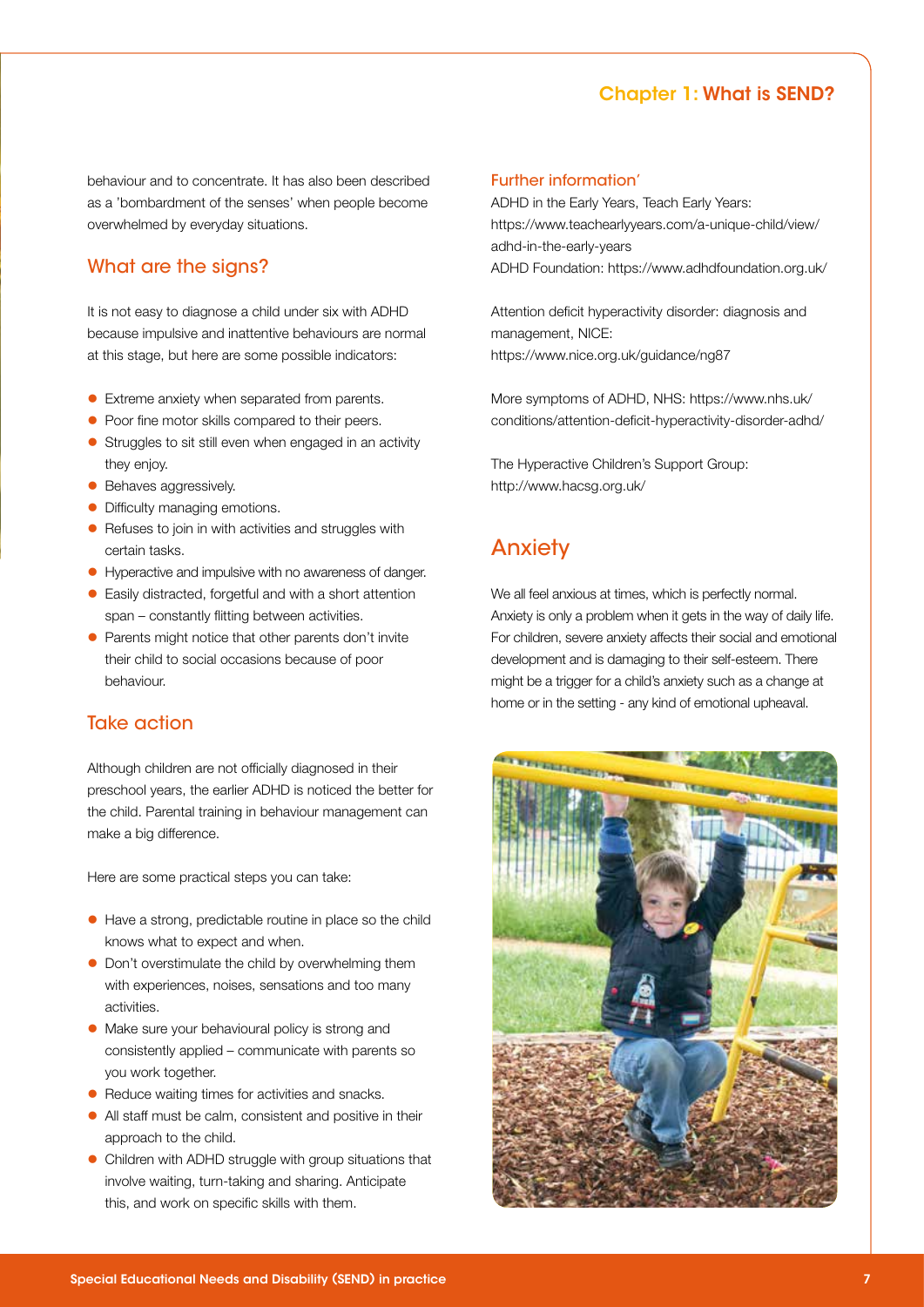behaviour and to concentrate. It has also been described as a 'bombardment of the senses' when people become overwhelmed by everyday situations.

## What are the signs?

It is not easy to diagnose a child under six with ADHD because impulsive and inattentive behaviours are normal at this stage, but here are some possible indicators:

- Extreme anxiety when separated from parents.
- Poor fine motor skills compared to their peers.
- Struggles to sit still even when engaged in an activity they enjoy.
- Behaves aggressively.
- Difficulty managing emotions.
- Refuses to join in with activities and struggles with certain tasks.
- Hyperactive and impulsive with no awareness of danger.
- Easily distracted, forgetful and with a short attention span – constantly flitting between activities.
- Parents might notice that other parents don't invite their child to social occasions because of poor behaviour.

## Take action

Although children are not officially diagnosed in their preschool years, the earlier ADHD is noticed the better for the child. Parental training in behaviour management can make a big difference.

Here are some practical steps you can take:

- Have a strong, predictable routine in place so the child knows what to expect and when.
- Don't overstimulate the child by overwhelming them with experiences, noises, sensations and too many activities.
- Make sure your behavioural policy is strong and consistently applied – communicate with parents so you work together.
- Reduce waiting times for activities and snacks.
- All staff must be calm, consistent and positive in their approach to the child.
- Children with ADHD struggle with group situations that involve waiting, turn-taking and sharing. Anticipate this, and work on specific skills with them.

### Further information'

ADHD in the Early Years, Teach Early Years: https://www.teachearlyyears.com/a-unique-child/view/adhd-in-the-early-years
ADHD Foundation: https://www.adhdfoundation.org.uk/

Attention deficit hyperactivity disorder: diagnosis and management, NICE: https://www.nice.org.uk/guidance/ng87

More symptoms of ADHD, NHS: https://www.nhs.uk/conditions/attention-deficit-hyperactivity-disorder-adhd/

The Hyperactive Children's Support Group: http://www.hacsg.org.uk/

## Anxiety

We all feel anxious at times, which is perfectly normal. Anxiety is only a problem when it gets in the way of daily life. For children, severe anxiety affects their social and emotional development and is damaging to their self-esteem. There might be a trigger for a child's anxiety such as a change at home or in the setting - any kind of emotional upheaval.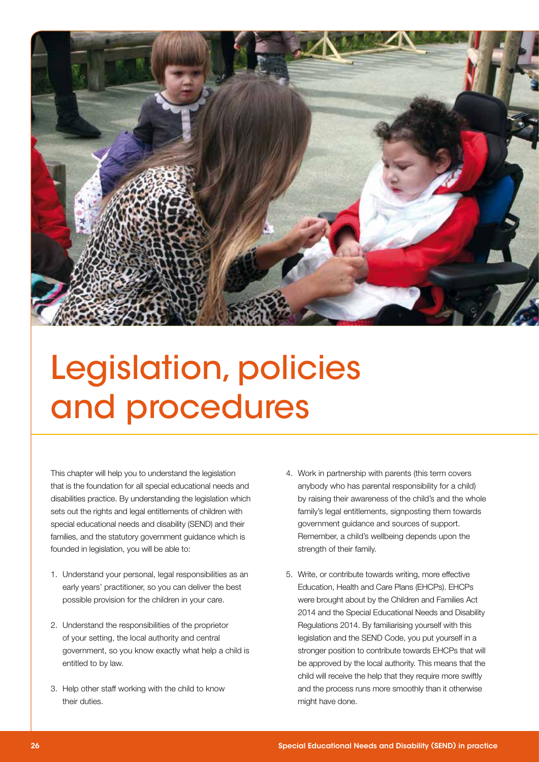# Legislation, policies and procedures

This chapter will help you to understand the legislation that is the foundation for all special educational needs and disabilities practice. By understanding the legislation which sets out the rights and legal entitlements of children with special educational needs and disability (SEND) and their families, and the statutory government guidance which is founded in legislation, you will be able to:

1. Understand your personal, legal responsibilities as an early years' practitioner, so you can deliver the best possible provision for the children in your care.
2. Understand the responsibilities of the proprietor of your setting, the local authority and central government, so you know exactly what help a child is entitled to by law.
3. Help other staff working with the child to know their duties.
4. Work in partnership with parents (this term covers anybody who has parental responsibility for a child) by raising their awareness of the child's and the whole family's legal entitlements, signposting them towards government guidance and sources of support. Remember, a child's wellbeing depends upon the strength of their family.
5. Write, or contribute towards writing, more effective Education, Health and Care Plans (EHCPs). EHCPs were brought about by the Children and Families Act 2014 and the Special Educational Needs and Disability Regulations 2014. By familiarising yourself with this legislation and the SEND Code, you put yourself in a stronger position to contribute towards EHCPs that will be approved by the local authority. This means that the child will receive the help that they require more swiftly and the process runs more smoothly than it otherwise might have done.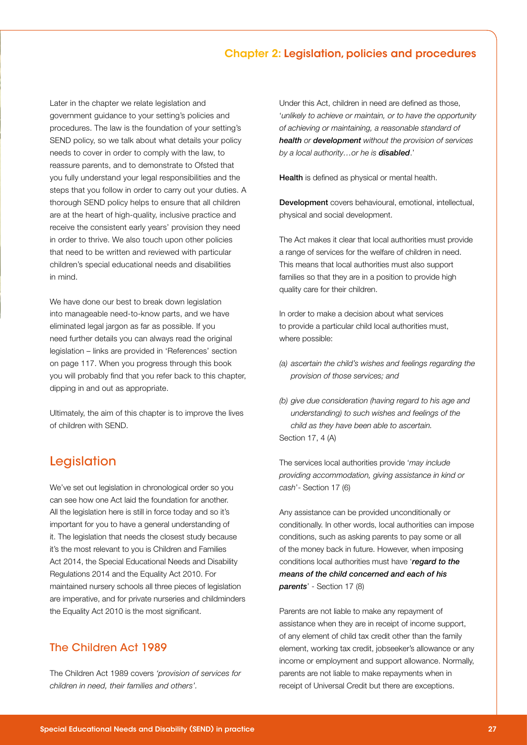Later in the chapter we relate legislation and government guidance to your setting's policies and procedures. The law is the foundation of your setting's SEND policy, so we talk about what details your policy needs to cover in order to comply with the law, to reassure parents, and to demonstrate to Ofsted that you fully understand your legal responsibilities and the steps that you follow in order to carry out your duties. A thorough SEND policy helps to ensure that all children are at the heart of high-quality, inclusive practice and receive the consistent early years' provision they need in order to thrive. We also touch upon other policies that need to be written and reviewed with particular children's special educational needs and disabilities in mind.

We have done our best to break down legislation into manageable need-to-know parts, and we have eliminated legal jargon as far as possible. If you need further details you can always read the original legislation – links are provided in 'References' section on page 117. When you progress through this book you will probably find that you refer back to this chapter, dipping in and out as appropriate.

Ultimately, the aim of this chapter is to improve the lives of children with SEND.

## Legislation

We've set out legislation in chronological order so you can see how one Act laid the foundation for another. All the legislation here is still in force today and so it's important for you to have a general understanding of it. The legislation that needs the closest study because it's the most relevant to you is Children and Families Act 2014, the Special Educational Needs and Disability Regulations 2014 and the Equality Act 2010. For maintained nursery schools all three pieces of legislation are imperative, and for private nurseries and childminders the Equality Act 2010 is the most significant.

### The Children Act 1989

The Children Act 1989 covers *'provision of services for children in need, their families and others'*.

Under this Act, children in need are defined as those, '*unlikely to achieve or maintain, or to have the opportunity of achieving or maintaining, a reasonable standard of **health** or **development** without the provision of services by a local authority…or he is **disabled**.*'

**Health** is defined as physical or mental health.

**Development** covers behavioural, emotional, intellectual, physical and social development.

The Act makes it clear that local authorities must provide a range of services for the welfare of children in need. This means that local authorities must also support families so that they are in a position to provide high quality care for their children.

In order to make a decision about what services to provide a particular child local authorities must, where possible:

*(a) ascertain the child's wishes and feelings regarding the provision of those services; and*

*(b) give due consideration (having regard to his age and understanding) to such wishes and feelings of the child as they have been able to ascertain.*

Section 17, 4 (A)

The services local authorities provide '*may include providing accommodation, giving assistance in kind or cash*'- Section 17 (6)

Any assistance can be provided unconditionally or conditionally. In other words, local authorities can impose conditions, such as asking parents to pay some or all of the money back in future. However, when imposing conditions local authorities must have '***regard to the means of the child concerned and each of his parents***' - Section 17 (8)

Parents are not liable to make any repayment of assistance when they are in receipt of income support, of any element of child tax credit other than the family element, working tax credit, jobseeker's allowance or any income or employment and support allowance. Normally, parents are not liable to make repayments when in receipt of Universal Credit but there are exceptions.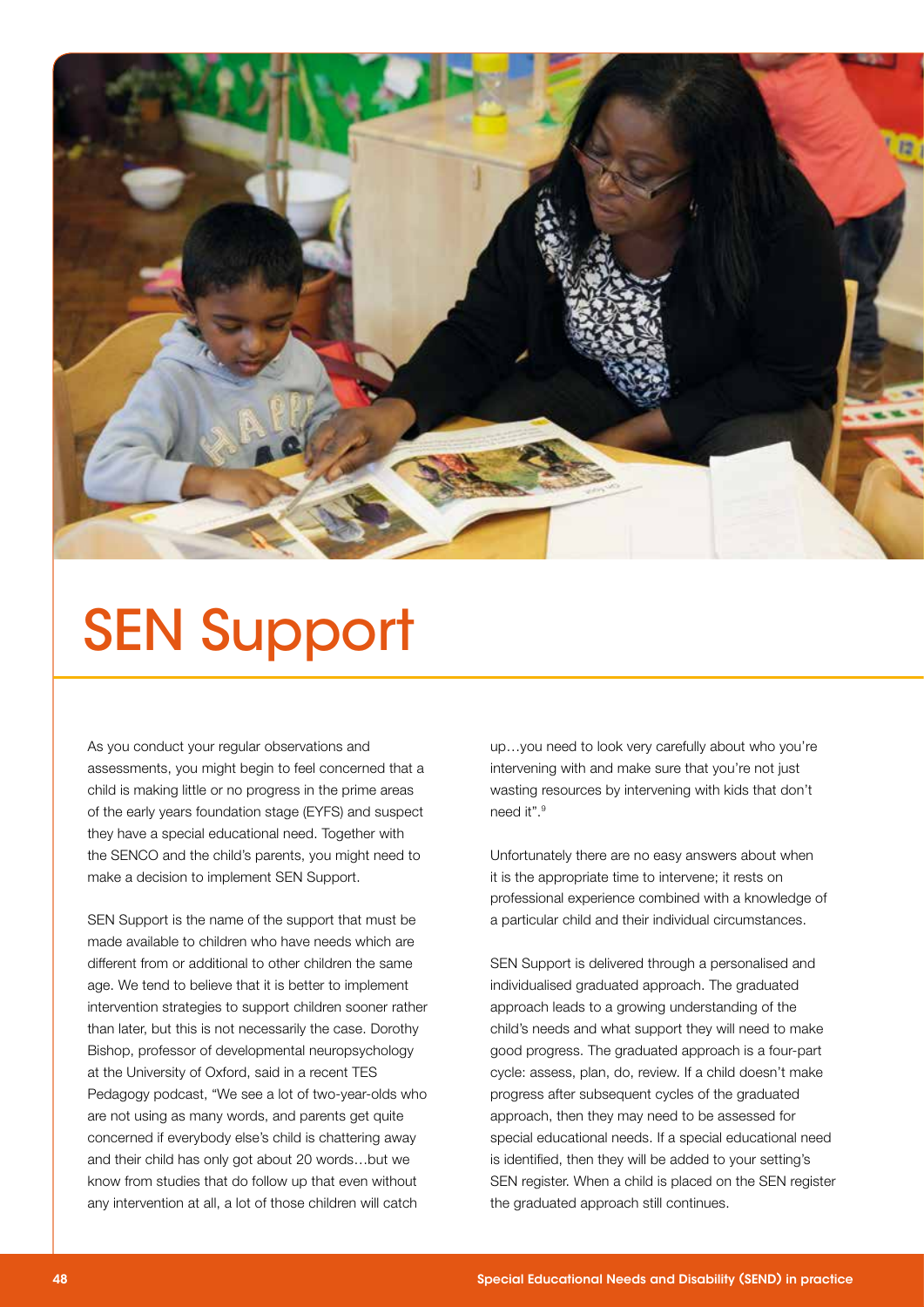# SEN Support

As you conduct your regular observations and assessments, you might begin to feel concerned that a child is making little or no progress in the prime areas of the early years foundation stage (EYFS) and suspect they have a special educational need. Together with the SENCO and the child's parents, you might need to make a decision to implement SEN Support.

SEN Support is the name of the support that must be made available to children who have needs which are different from or additional to other children the same age. We tend to believe that it is better to implement intervention strategies to support children sooner rather than later, but this is not necessarily the case. Dorothy Bishop, professor of developmental neuropsychology at the University of Oxford, said in a recent TES Pedagogy podcast, "We see a lot of two-year-olds who are not using as many words, and parents get quite concerned if everybody else's child is chattering away and their child has only got about 20 words…but we know from studies that do follow up that even without any intervention at all, a lot of those children will catch up…you need to look very carefully about who you're intervening with and make sure that you're not just wasting resources by intervening with kids that don't need it".[9]

Unfortunately there are no easy answers about when it is the appropriate time to intervene; it rests on professional experience combined with a knowledge of a particular child and their individual circumstances.

SEN Support is delivered through a personalised and individualised graduated approach. The graduated approach leads to a growing understanding of the child's needs and what support they will need to make good progress. The graduated approach is a four-part cycle: assess, plan, do, review. If a child doesn't make progress after subsequent cycles of the graduated approach, then they may need to be assessed for special educational needs. If a special educational need is identified, then they will be added to your setting's SEN register. When a child is placed on the SEN register the graduated approach still continues.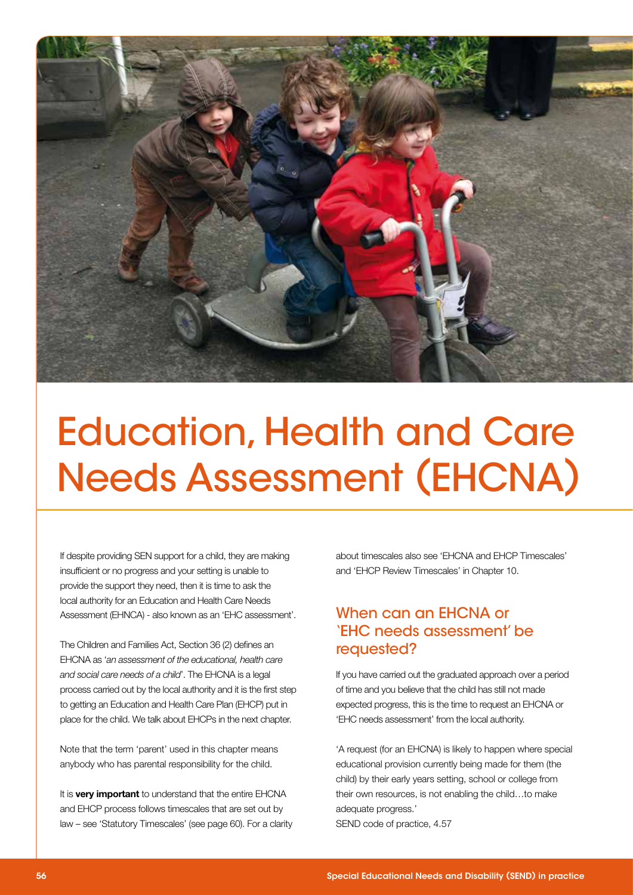# Education, Health and Care Needs Assessment (EHCNA)

If despite providing SEN support for a child, they are making insufficient or no progress and your setting is unable to provide the support they need, then it is time to ask the local authority for an Education and Health Care Needs Assessment (EHNCA) - also known as an 'EHC assessment'.

The Children and Families Act, Section 36 (2) defines an EHCNA as '*an assessment of the educational, health care and social care needs of a child*'. The EHCNA is a legal process carried out by the local authority and it is the first step to getting an Education and Health Care Plan (EHCP) put in place for the child. We talk about EHCPs in the next chapter.

Note that the term 'parent' used in this chapter means anybody who has parental responsibility for the child.

It is **very important** to understand that the entire EHCNA and EHCP process follows timescales that are set out by law – see 'Statutory Timescales' (see page 60). For a clarity about timescales also see 'EHCNA and EHCP Timescales' and 'EHCP Review Timescales' in Chapter 10.

## When can an EHCNA or 'EHC needs assessment' be requested?

If you have carried out the graduated approach over a period of time and you believe that the child has still not made expected progress, this is the time to request an EHCNA or 'EHC needs assessment' from the local authority.

'A request (for an EHCNA) is likely to happen where special educational provision currently being made for them (the child) by their early years setting, school or college from their own resources, is not enabling the child…to make adequate progress.'
SEND code of practice, 4.57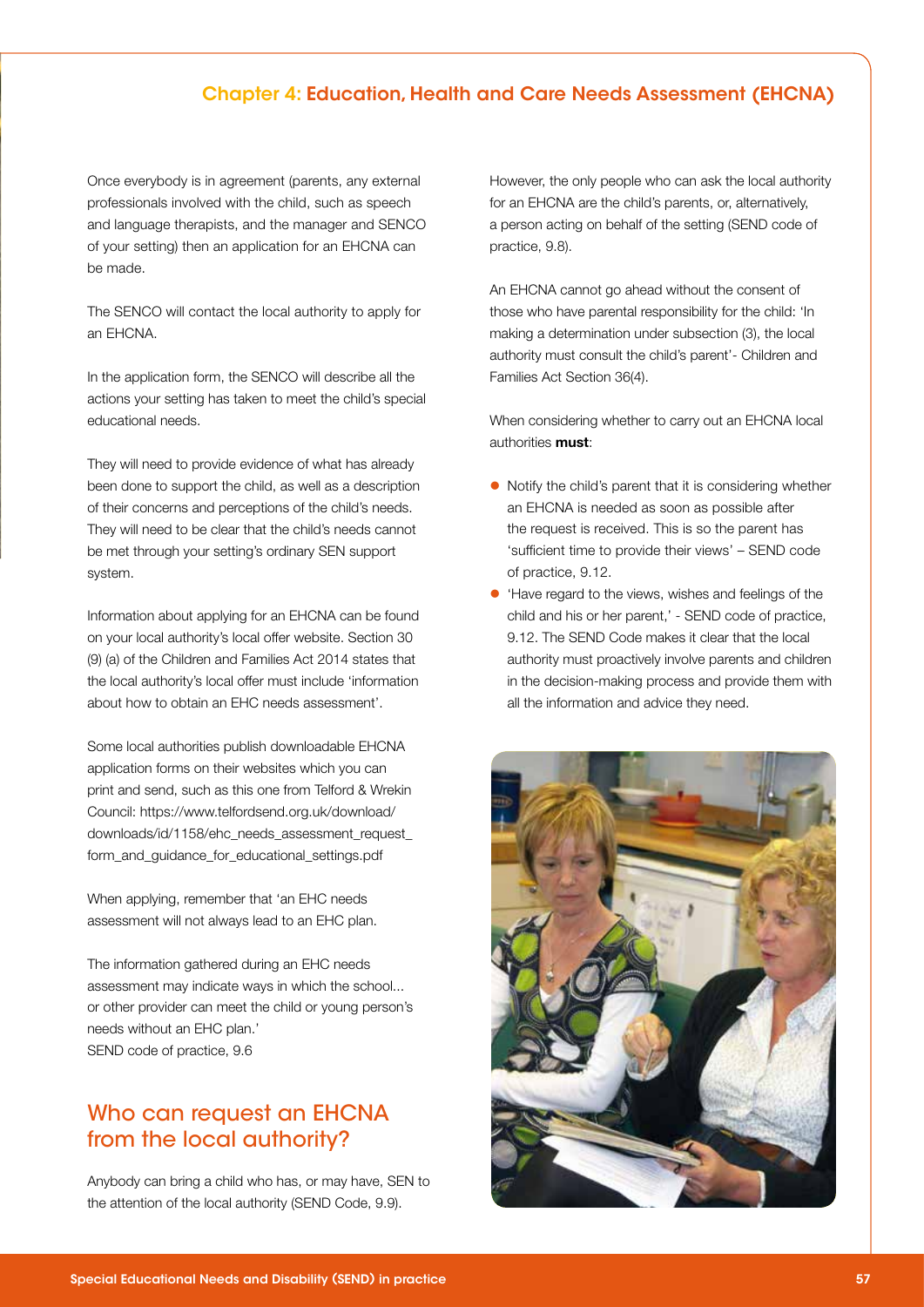Once everybody is in agreement (parents, any external professionals involved with the child, such as speech and language therapists, and the manager and SENCO of your setting) then an application for an EHCNA can be made.

The SENCO will contact the local authority to apply for an EHCNA.

In the application form, the SENCO will describe all the actions your setting has taken to meet the child's special educational needs.

They will need to provide evidence of what has already been done to support the child, as well as a description of their concerns and perceptions of the child's needs. They will need to be clear that the child's needs cannot be met through your setting's ordinary SEN support system.

Information about applying for an EHCNA can be found on your local authority's local offer website. Section 30 (9) (a) of the Children and Families Act 2014 states that the local authority's local offer must include 'information about how to obtain an EHC needs assessment'.

Some local authorities publish downloadable EHCNA application forms on their websites which you can print and send, such as this one from Telford & Wrekin Council: https://www.telfordsend.org.uk/download/downloads/id/1158/ehc_needs_assessment_request_form_and_guidance_for_educational_settings.pdf

When applying, remember that 'an EHC needs assessment will not always lead to an EHC plan.

The information gathered during an EHC needs assessment may indicate ways in which the school... or other provider can meet the child or young person's needs without an EHC plan.'
SEND code of practice, 9.6

## Who can request an EHCNA from the local authority?

Anybody can bring a child who has, or may have, SEN to the attention of the local authority (SEND Code, 9.9).

However, the only people who can ask the local authority for an EHCNA are the child's parents, or, alternatively, a person acting on behalf of the setting (SEND code of practice, 9.8).

An EHCNA cannot go ahead without the consent of those who have parental responsibility for the child: 'In making a determination under subsection (3), the local authority must consult the child's parent'- Children and Families Act Section 36(4).

When considering whether to carry out an EHCNA local authorities **must**:

- Notify the child's parent that it is considering whether an EHCNA is needed as soon as possible after the request is received. This is so the parent has 'sufficient time to provide their views' – SEND code of practice, 9.12.
- 'Have regard to the views, wishes and feelings of the child and his or her parent,' - SEND code of practice, 9.12. The SEND Code makes it clear that the local authority must proactively involve parents and children in the decision-making process and provide them with all the information and advice they need.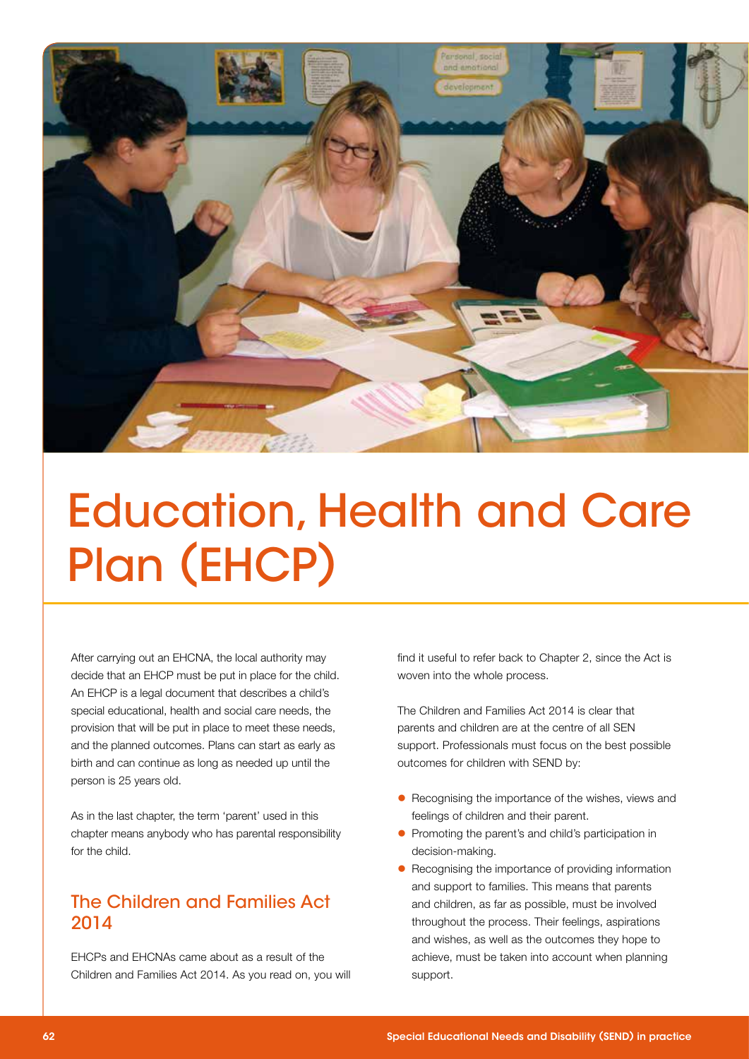# Education, Health and Care Plan (EHCP)

After carrying out an EHCNA, the local authority may decide that an EHCP must be put in place for the child. An EHCP is a legal document that describes a child's special educational, health and social care needs, the provision that will be put in place to meet these needs, and the planned outcomes. Plans can start as early as birth and can continue as long as needed up until the person is 25 years old.

As in the last chapter, the term 'parent' used in this chapter means anybody who has parental responsibility for the child.

## The Children and Families Act 2014

EHCPs and EHCNAs came about as a result of the Children and Families Act 2014. As you read on, you will find it useful to refer back to Chapter 2, since the Act is woven into the whole process.

The Children and Families Act 2014 is clear that parents and children are at the centre of all SEN support. Professionals must focus on the best possible outcomes for children with SEND by:

- Recognising the importance of the wishes, views and feelings of children and their parent.
- Promoting the parent's and child's participation in decision-making.
- Recognising the importance of providing information and support to families. This means that parents and children, as far as possible, must be involved throughout the process. Their feelings, aspirations and wishes, as well as the outcomes they hope to achieve, must be taken into account when planning support.